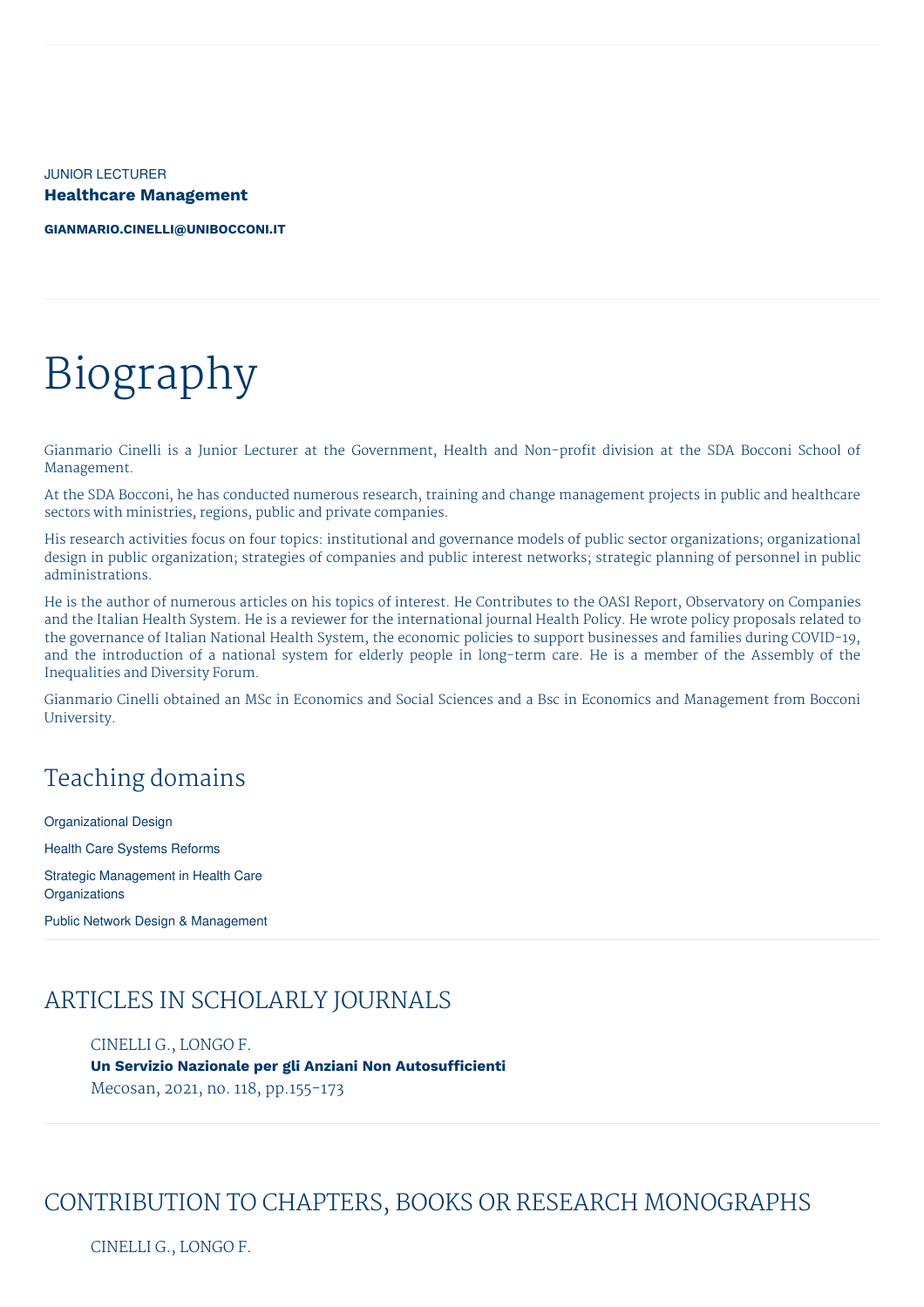JUNIOR LECTURER

**Healthcare Management**

**GIANMARIO.CINELLI@UNIBOCCONI.IT**

# Biography

Gianmario Cinelli is a Junior Lecturer at the Government, Health and Non-profit division at the SDA Bocconi School of Management.

At the SDA Bocconi, he has conducted numerous research, training and change management projects in public and healthcare sectors with ministries, regions, public and private companies.

His research activities focus on four topics: institutional and governance models of public sector organizations; organizational design in public organization; strategies of companies and public interest networks; strategic planning of personnel in public administrations.

He is the author of numerous articles on his topics of interest. He Contributes to the OASI Report, Observatory on Companies and the Italian Health System. He is a reviewer for the international journal Health Policy. He wrote policy proposals related to the governance of Italian National Health System, the economic policies to support businesses and families during COVID-19, and the introduction of a national system for elderly people in long-term care. He is a member of the Assembly of the Inequalities and Diversity Forum.

Gianmario Cinelli obtained an MSc in Economics and Social Sciences and a Bsc in Economics and Management from Bocconi University.

## Teaching domains

Organizational Design

Health Care Systems Reforms

Strategic Management in Health Care Organizations

Public Network Design & Management

## ARTICLES IN SCHOLARLY JOURNALS

CINELLI G., LONGO F.
**Un Servizio Nazionale per gli Anziani Non Autosufficienti**
Mecosan, 2021, no. 118, pp.155-173

## CONTRIBUTION TO CHAPTERS, BOOKS OR RESEARCH MONOGRAPHS

CINELLI G., LONGO F.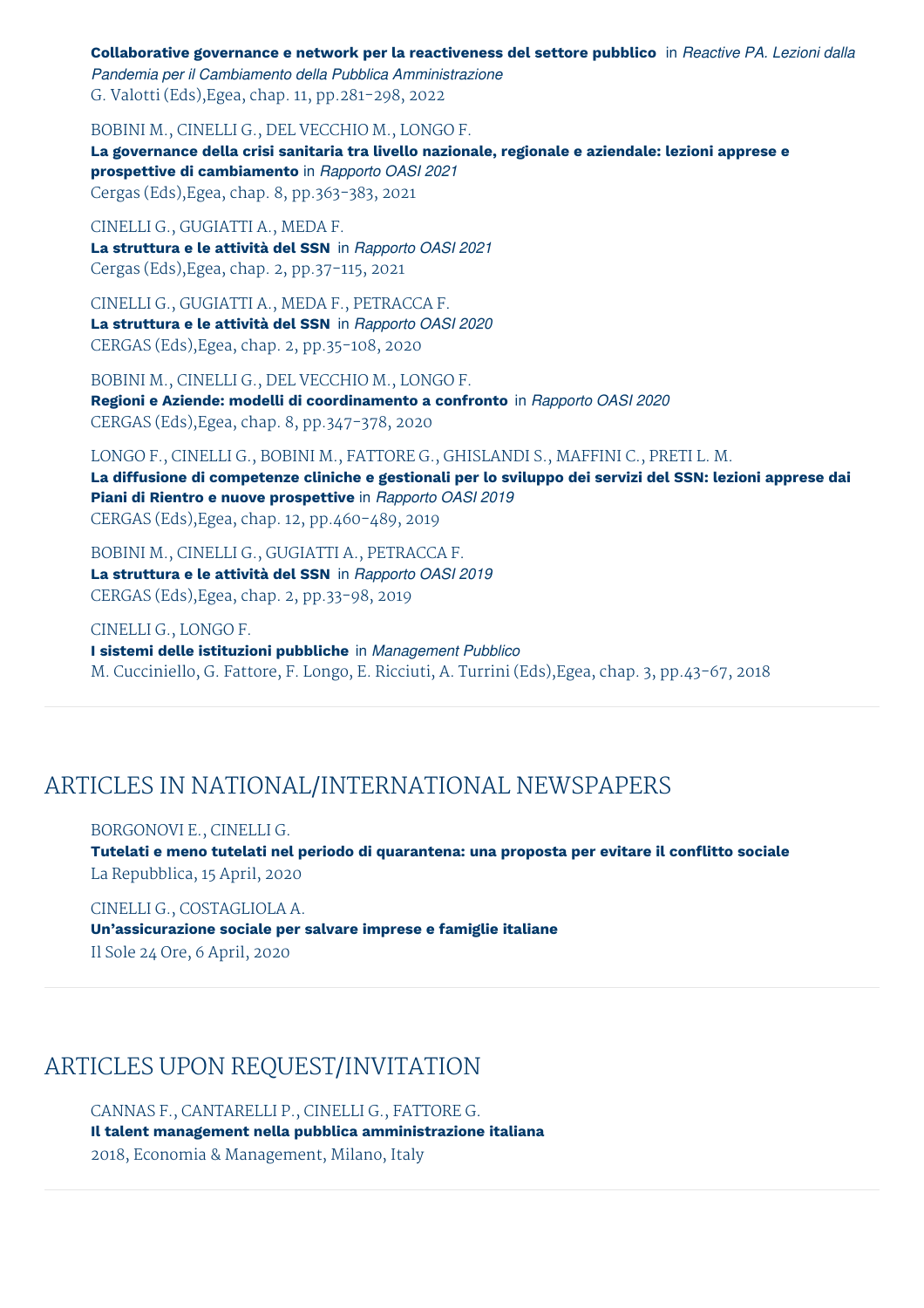**Collaborative governance e network per la reactiveness del settore pubblico** in *Reactive PA. Lezioni dalla Pandemia per il Cambiamento della Pubblica Amministrazione*
G. Valotti (Eds),Egea, chap. 11, pp.281-298, 2022

BOBINI M., CINELLI G., DEL VECCHIO M., LONGO F.
**La governance della crisi sanitaria tra livello nazionale, regionale e aziendale: lezioni apprese e prospettive di cambiamento** in *Rapporto OASI 2021*
Cergas (Eds),Egea, chap. 8, pp.363-383, 2021

CINELLI G., GUGIATTI A., MEDA F.
**La struttura e le attività del SSN** in *Rapporto OASI 2021*
Cergas (Eds),Egea, chap. 2, pp.37-115, 2021

CINELLI G., GUGIATTI A., MEDA F., PETRACCA F.
**La struttura e le attività del SSN** in *Rapporto OASI 2020*
CERGAS (Eds),Egea, chap. 2, pp.35-108, 2020

BOBINI M., CINELLI G., DEL VECCHIO M., LONGO F.
**Regioni e Aziende: modelli di coordinamento a confronto** in *Rapporto OASI 2020*
CERGAS (Eds),Egea, chap. 8, pp.347-378, 2020

LONGO F., CINELLI G., BOBINI M., FATTORE G., GHISLANDI S., MAFFINI C., PRETI L. M.
**La diffusione di competenze cliniche e gestionali per lo sviluppo dei servizi del SSN: lezioni apprese dai Piani di Rientro e nuove prospettive** in *Rapporto OASI 2019*
CERGAS (Eds),Egea, chap. 12, pp.460-489, 2019

BOBINI M., CINELLI G., GUGIATTI A., PETRACCA F.
**La struttura e le attività del SSN** in *Rapporto OASI 2019*
CERGAS (Eds),Egea, chap. 2, pp.33-98, 2019

CINELLI G., LONGO F.
**I sistemi delle istituzioni pubbliche** in *Management Pubblico*
M. Cucciniello, G. Fattore, F. Longo, E. Ricciuti, A. Turrini (Eds),Egea, chap. 3, pp.43-67, 2018

## ARTICLES IN NATIONAL/INTERNATIONAL NEWSPAPERS

BORGONOVI E., CINELLI G.
**Tutelati e meno tutelati nel periodo di quarantena: una proposta per evitare il conflitto sociale**
La Repubblica, 15 April, 2020

CINELLI G., COSTAGLIOLA A.
**Un'assicurazione sociale per salvare imprese e famiglie italiane**
Il Sole 24 Ore, 6 April, 2020

## ARTICLES UPON REQUEST/INVITATION

CANNAS F., CANTARELLI P., CINELLI G., FATTORE G.
**Il talent management nella pubblica amministrazione italiana**
2018, Economia & Management, Milano, Italy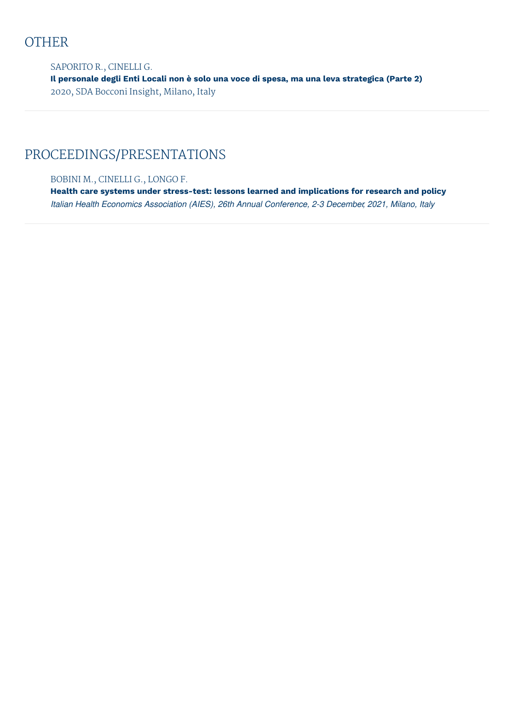## OTHER

SAPORITO R., CINELLI G.
**Il personale degli Enti Locali non è solo una voce di spesa, ma una leva strategica (Parte 2)**
2020, SDA Bocconi Insight, Milano, Italy

## PROCEEDINGS/PRESENTATIONS

BOBINI M., CINELLI G., LONGO F.
**Health care systems under stress-test: lessons learned and implications for research and policy**
*Italian Health Economics Association (AIES), 26th Annual Conference, 2-3 December, 2021, Milano, Italy*